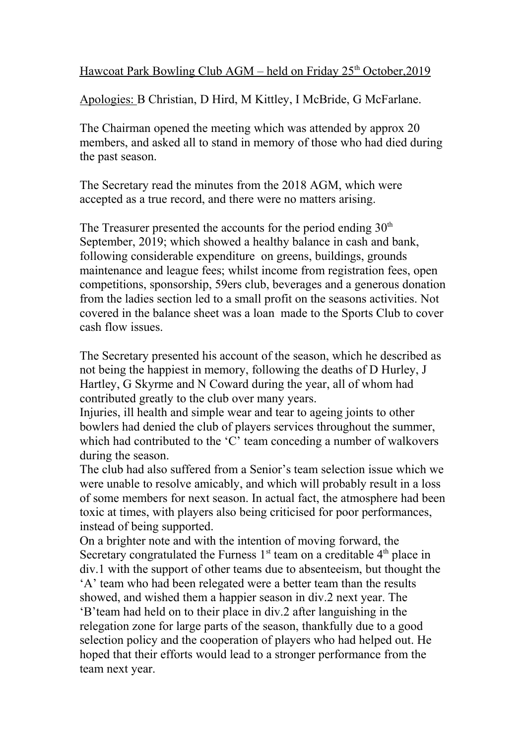Hawcoat Park Bowling Club AGM – held on Friday 25th October,2019

Apologies: B Christian, D Hird, M Kittley, I McBride, G McFarlane.

The Chairman opened the meeting which was attended by approx 20 members, and asked all to stand in memory of those who had died during the past season.

The Secretary read the minutes from the 2018 AGM, which were accepted as a true record, and there were no matters arising.

The Treasurer presented the accounts for the period ending 30th September, 2019; which showed a healthy balance in cash and bank, following considerable expenditure on greens, buildings, grounds maintenance and league fees; whilst income from registration fees, open competitions, sponsorship, 59ers club, beverages and a generous donation from the ladies section led to a small profit on the seasons activities. Not covered in the balance sheet was a loan made to the Sports Club to cover cash flow issues.

The Secretary presented his account of the season, which he described as not being the happiest in memory, following the deaths of D Hurley, J Hartley, G Skyrme and N Coward during the year, all of whom had contributed greatly to the club over many years.
Injuries, ill health and simple wear and tear to ageing joints to other bowlers had denied the club of players services throughout the summer, which had contributed to the 'C' team conceding a number of walkovers during the season.
The club had also suffered from a Senior's team selection issue which we were unable to resolve amicably, and which will probably result in a loss of some members for next season. In actual fact, the atmosphere had been toxic at times, with players also being criticised for poor performances, instead of being supported.
On a brighter note and with the intention of moving forward, the Secretary congratulated the Furness 1st team on a creditable 4th place in div.1 with the support of other teams due to absenteeism, but thought the 'A' team who had been relegated were a better team than the results showed, and wished them a happier season in div.2 next year. The 'B'team had held on to their place in div.2 after languishing in the relegation zone for large parts of the season, thankfully due to a good selection policy and the cooperation of players who had helped out. He hoped that their efforts would lead to a stronger performance from the team next year.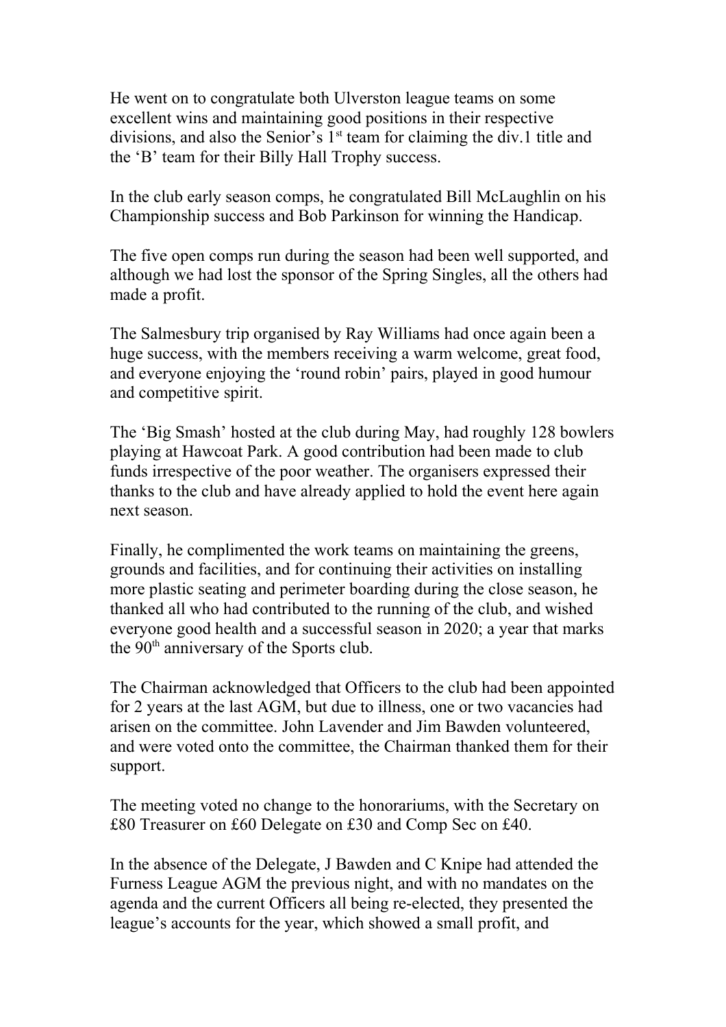He went on to congratulate both Ulverston league teams on some excellent wins and maintaining good positions in their respective divisions, and also the Senior's 1st team for claiming the div.1 title and the 'B' team for their Billy Hall Trophy success.

In the club early season comps, he congratulated Bill McLaughlin on his Championship success and Bob Parkinson for winning the Handicap.

The five open comps run during the season had been well supported, and although we had lost the sponsor of the Spring Singles, all the others had made a profit.

The Salmesbury trip organised by Ray Williams had once again been a huge success, with the members receiving a warm welcome, great food, and everyone enjoying the 'round robin' pairs, played in good humour and competitive spirit.

The 'Big Smash' hosted at the club during May, had roughly 128 bowlers playing at Hawcoat Park. A good contribution had been made to club funds irrespective of the poor weather. The organisers expressed their thanks to the club and have already applied to hold the event here again next season.

Finally, he complimented the work teams on maintaining the greens, grounds and facilities, and for continuing their activities on installing more plastic seating and perimeter boarding during the close season, he thanked all who had contributed to the running of the club, and wished everyone good health and a successful season in 2020; a year that marks the 90th anniversary of the Sports club.

The Chairman acknowledged that Officers to the club had been appointed for 2 years at the last AGM, but due to illness, one or two vacancies had arisen on the committee. John Lavender and Jim Bawden volunteered, and were voted onto the committee, the Chairman thanked them for their support.

The meeting voted no change to the honorariums, with the Secretary on £80 Treasurer on £60 Delegate on £30 and Comp Sec on £40.

In the absence of the Delegate, J Bawden and C Knipe had attended the Furness League AGM the previous night, and with no mandates on the agenda and the current Officers all being re-elected, they presented the league's accounts for the year, which showed a small profit, and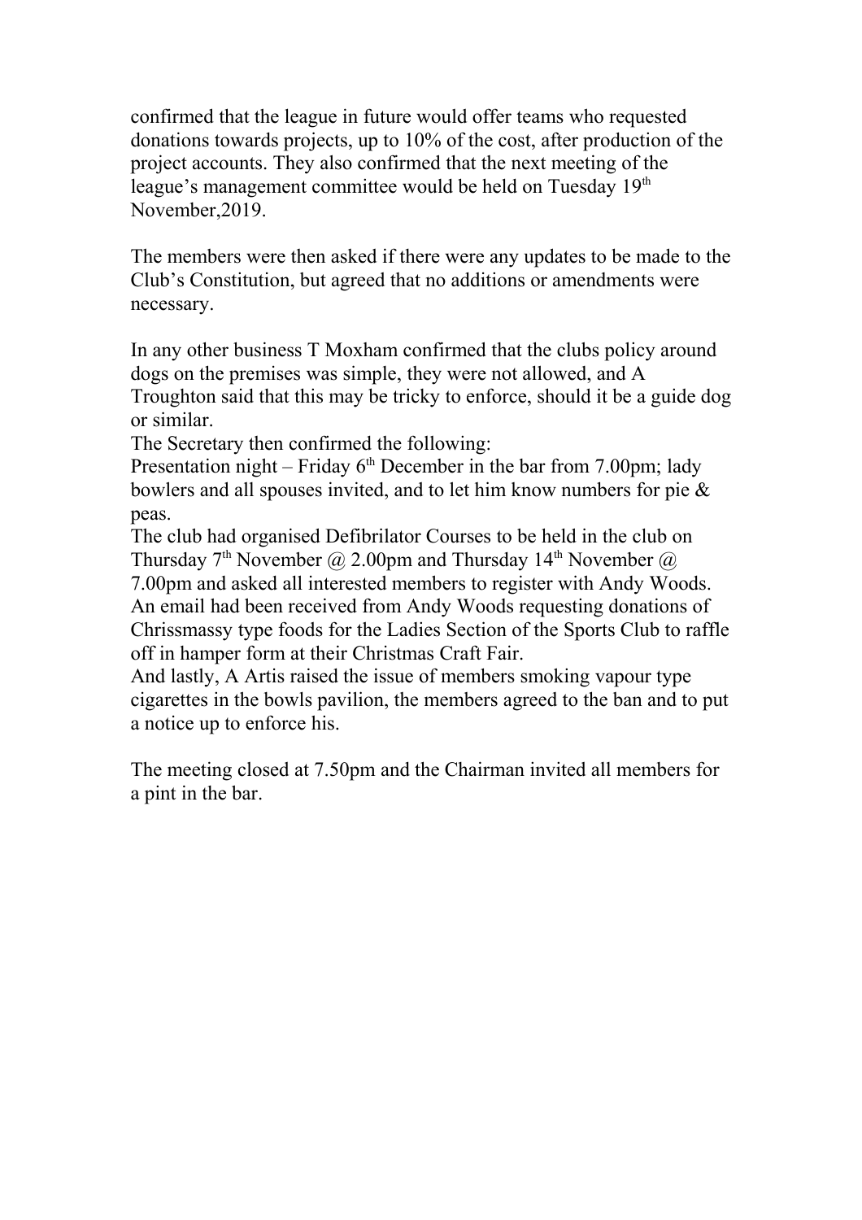confirmed that the league in future would offer teams who requested donations towards projects, up to 10% of the cost, after production of the project accounts. They also confirmed that the next meeting of the league's management committee would be held on Tuesday 19th November,2019.

The members were then asked if there were any updates to be made to the Club's Constitution, but agreed that no additions or amendments were necessary.

In any other business T Moxham confirmed that the clubs policy around dogs on the premises was simple, they were not allowed, and A Troughton said that this may be tricky to enforce, should it be a guide dog or similar.

The Secretary then confirmed the following:

Presentation night – Friday 6th December in the bar from 7.00pm; lady bowlers and all spouses invited, and to let him know numbers for pie & peas.

The club had organised Defibrilator Courses to be held in the club on Thursday 7th November @ 2.00pm and Thursday 14th November @ 7.00pm and asked all interested members to register with Andy Woods.

An email had been received from Andy Woods requesting donations of Chrissmassy type foods for the Ladies Section of the Sports Club to raffle off in hamper form at their Christmas Craft Fair.

And lastly, A Artis raised the issue of members smoking vapour type cigarettes in the bowls pavilion, the members agreed to the ban and to put a notice up to enforce his.

The meeting closed at 7.50pm and the Chairman invited all members for a pint in the bar.